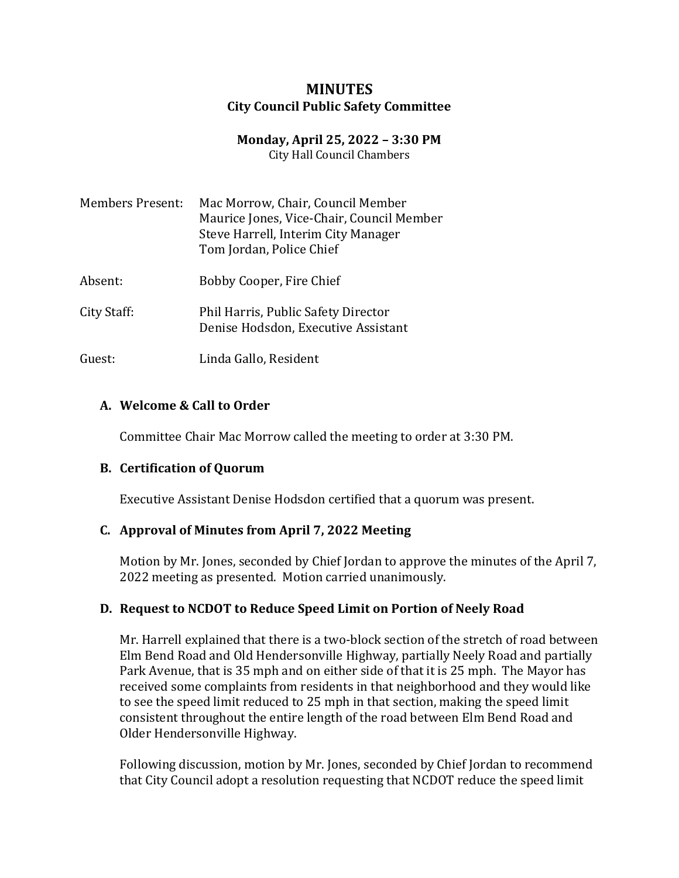# MINUTES

## City Council Public Safety Committee

**Monday, April 25, 2022 – 3:30 PM**
City Hall Council Chambers

| | |
|---|---|
| Members Present: | Mac Morrow, Chair, Council Member<br>Maurice Jones, Vice-Chair, Council Member<br>Steve Harrell, Interim City Manager<br>Tom Jordan, Police Chief |
| Absent: | Bobby Cooper, Fire Chief |
| City Staff: | Phil Harris, Public Safety Director<br>Denise Hodsdon, Executive Assistant |
| Guest: | Linda Gallo, Resident |

### A. Welcome & Call to Order

Committee Chair Mac Morrow called the meeting to order at 3:30 PM.

### B. Certification of Quorum

Executive Assistant Denise Hodsdon certified that a quorum was present.

### C. Approval of Minutes from April 7, 2022 Meeting

Motion by Mr. Jones, seconded by Chief Jordan to approve the minutes of the April 7, 2022 meeting as presented. Motion carried unanimously.

### D. Request to NCDOT to Reduce Speed Limit on Portion of Neely Road

Mr. Harrell explained that there is a two-block section of the stretch of road between Elm Bend Road and Old Hendersonville Highway, partially Neely Road and partially Park Avenue, that is 35 mph and on either side of that it is 25 mph. The Mayor has received some complaints from residents in that neighborhood and they would like to see the speed limit reduced to 25 mph in that section, making the speed limit consistent throughout the entire length of the road between Elm Bend Road and Older Hendersonville Highway.

Following discussion, motion by Mr. Jones, seconded by Chief Jordan to recommend that City Council adopt a resolution requesting that NCDOT reduce the speed limit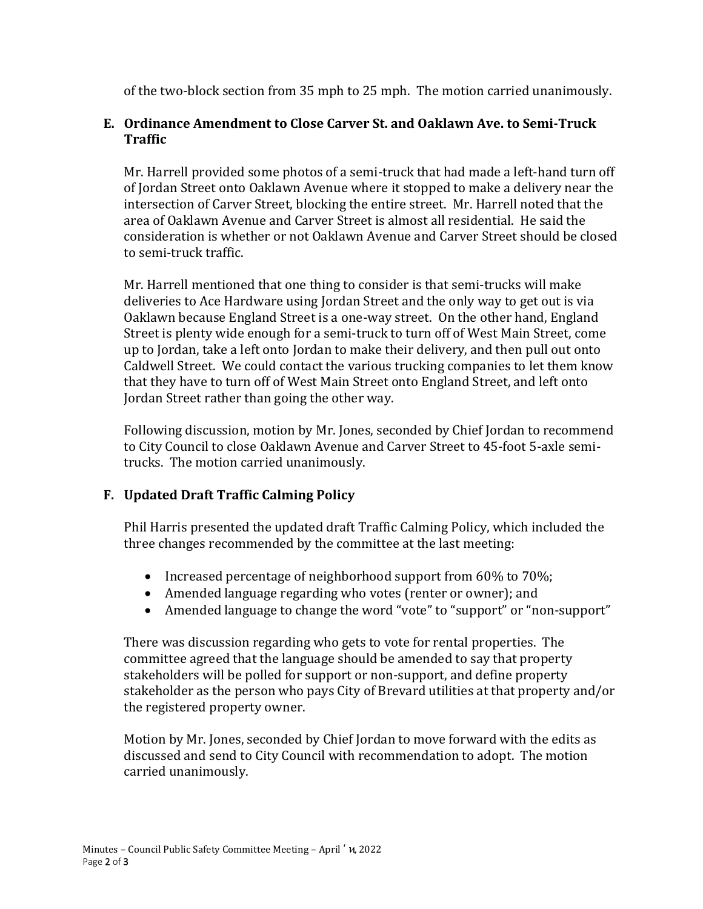of the two-block section from 35 mph to 25 mph. The motion carried unanimously.

### E. Ordinance Amendment to Close Carver St. and Oaklawn Ave. to Semi-Truck Traffic

Mr. Harrell provided some photos of a semi-truck that had made a left-hand turn off of Jordan Street onto Oaklawn Avenue where it stopped to make a delivery near the intersection of Carver Street, blocking the entire street. Mr. Harrell noted that the area of Oaklawn Avenue and Carver Street is almost all residential. He said the consideration is whether or not Oaklawn Avenue and Carver Street should be closed to semi-truck traffic.

Mr. Harrell mentioned that one thing to consider is that semi-trucks will make deliveries to Ace Hardware using Jordan Street and the only way to get out is via Oaklawn because England Street is a one-way street. On the other hand, England Street is plenty wide enough for a semi-truck to turn off of West Main Street, come up to Jordan, take a left onto Jordan to make their delivery, and then pull out onto Caldwell Street. We could contact the various trucking companies to let them know that they have to turn off of West Main Street onto England Street, and left onto Jordan Street rather than going the other way.

Following discussion, motion by Mr. Jones, seconded by Chief Jordan to recommend to City Council to close Oaklawn Avenue and Carver Street to 45-foot 5-axle semi-trucks. The motion carried unanimously.

### F. Updated Draft Traffic Calming Policy

Phil Harris presented the updated draft Traffic Calming Policy, which included the three changes recommended by the committee at the last meeting:

- Increased percentage of neighborhood support from 60% to 70%;
- Amended language regarding who votes (renter or owner); and
- Amended language to change the word "vote" to "support" or "non-support"

There was discussion regarding who gets to vote for rental properties. The committee agreed that the language should be amended to say that property stakeholders will be polled for support or non-support, and define property stakeholder as the person who pays City of Brevard utilities at that property and/or the registered property owner.

Motion by Mr. Jones, seconded by Chief Jordan to move forward with the edits as discussed and send to City Council with recommendation to adopt. The motion carried unanimously.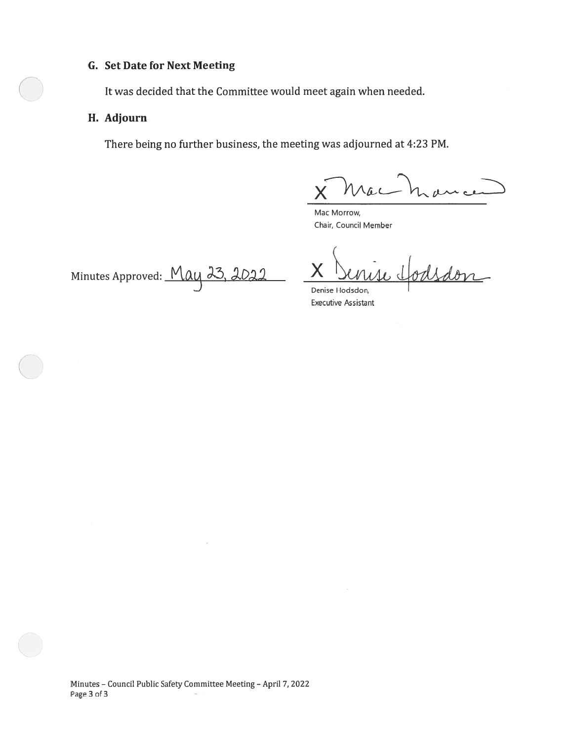### G. Set Date for Next Meeting

It was decided that the Committee would meet again when needed.

### H. Adjourn

There being no further business, the meeting was adjourned at 4:23 PM.

X Mac Morrow

Mac Morrow,
Chair, Council Member

Minutes Approved: May 23, 2022

X Denise Hodsdon

Denise Hodsdon,
Executive Assistant

Minutes – Council Public Safety Committee Meeting – April 7, 2022